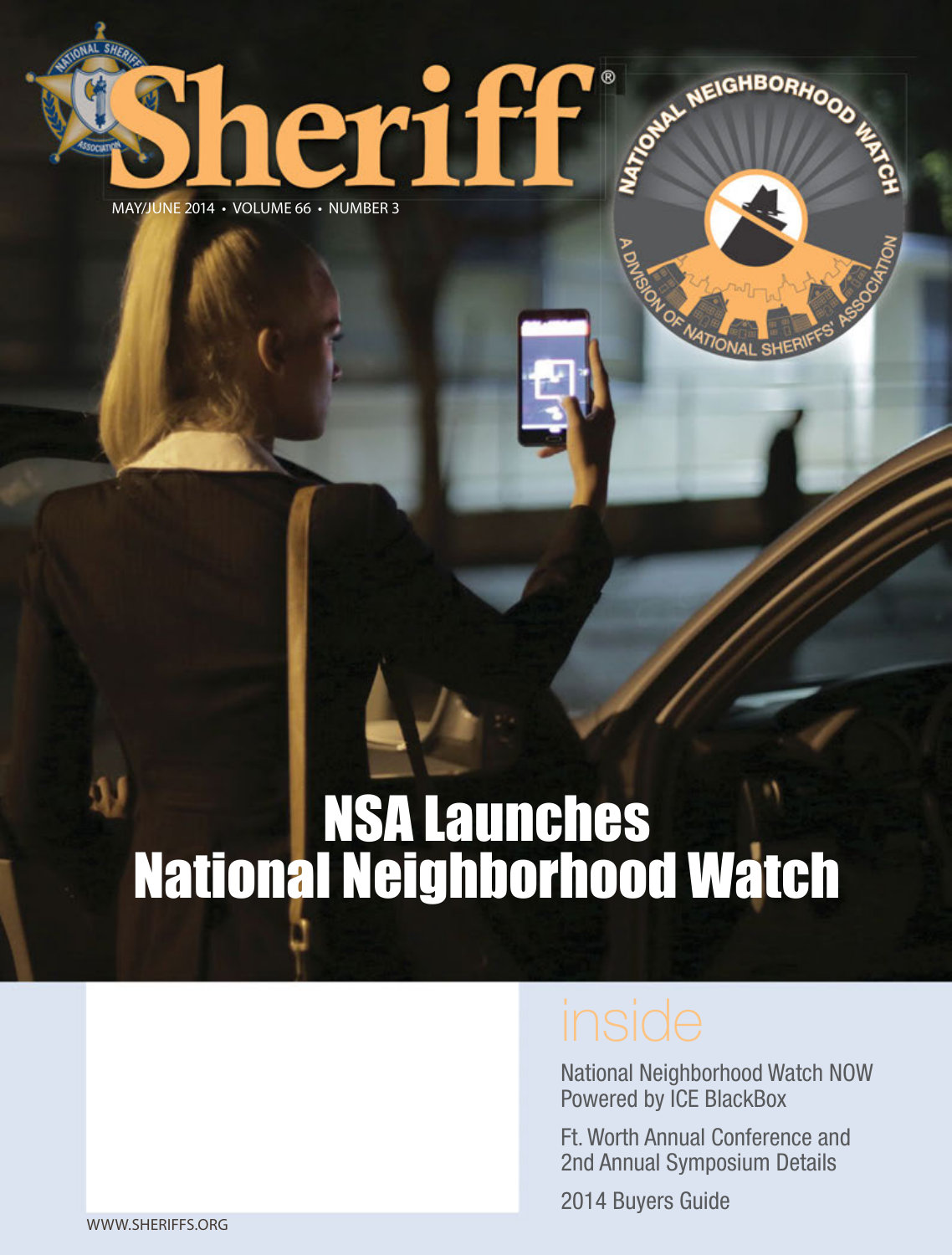# Sheriff®

MAY/JUNE 2014 • VOLUME 66 • NUMBER 3

NATIONAL NEIGHBORHOOD WATCH — A DIVISION OF NATIONAL SHERIFFS' ASSOCIATION

# NSA Launches National Neighborhood Watch

## inside

National Neighborhood Watch NOW Powered by ICE BlackBox

Ft. Worth Annual Conference and 2nd Annual Symposium Details

2014 Buyers Guide

WWW.SHERIFFS.ORG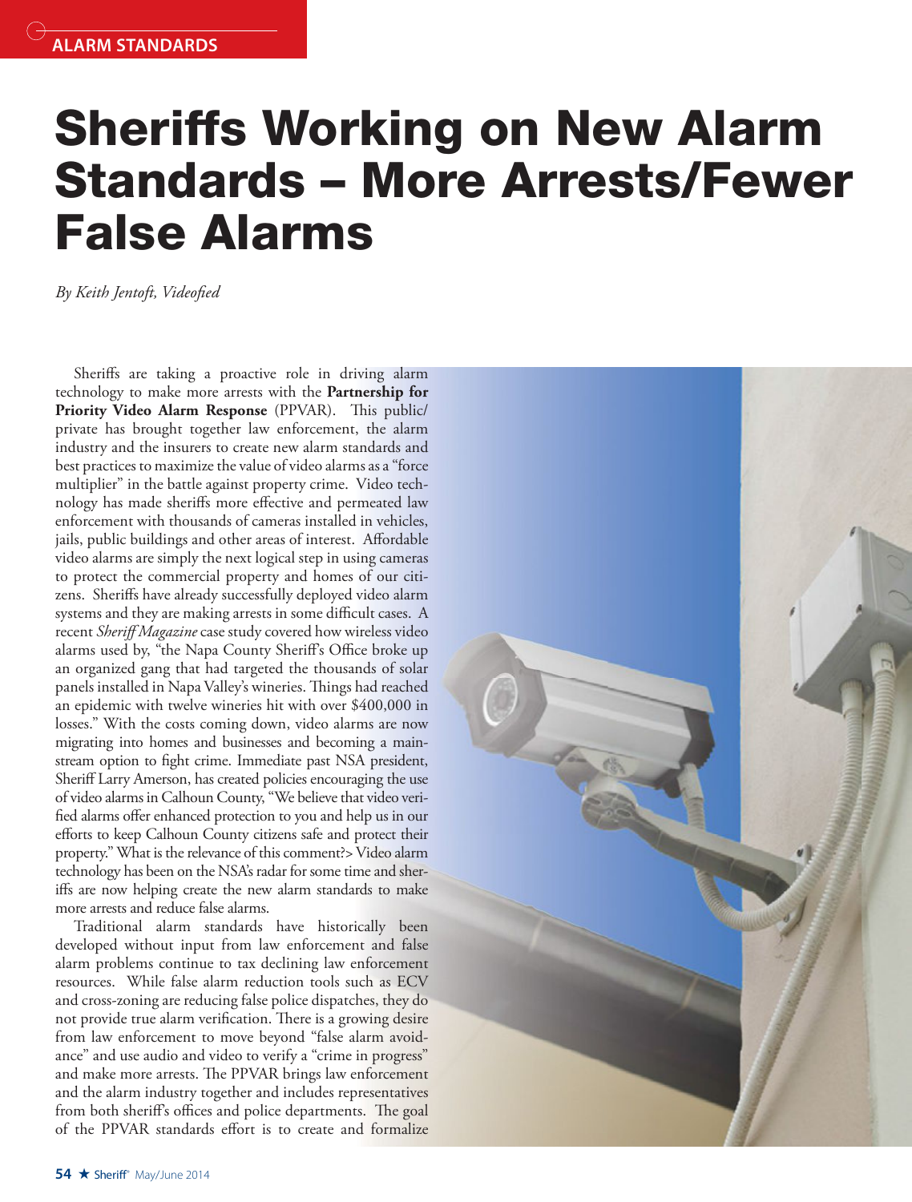ALARM STANDARDS

# Sheriffs Working on New Alarm Standards – More Arrests/Fewer False Alarms

*By Keith Jentoft, Videofied*

Sheriffs are taking a proactive role in driving alarm technology to make more arrests with the **Partnership for Priority Video Alarm Response** (PPVAR). This public/private has brought together law enforcement, the alarm industry and the insurers to create new alarm standards and best practices to maximize the value of video alarms as a "force multiplier" in the battle against property crime. Video technology has made sheriffs more effective and permeated law enforcement with thousands of cameras installed in vehicles, jails, public buildings and other areas of interest. Affordable video alarms are simply the next logical step in using cameras to protect the commercial property and homes of our citizens. Sheriffs have already successfully deployed video alarm systems and they are making arrests in some difficult cases. A recent *Sheriff Magazine* case study covered how wireless video alarms used by, "the Napa County Sheriff's Office broke up an organized gang that had targeted the thousands of solar panels installed in Napa Valley's wineries. Things had reached an epidemic with twelve wineries hit with over $400,000 in losses." With the costs coming down, video alarms are now migrating into homes and businesses and becoming a mainstream option to fight crime. Immediate past NSA president, Sheriff Larry Amerson, has created policies encouraging the use of video alarms in Calhoun County, "We believe that video verified alarms offer enhanced protection to you and help us in our efforts to keep Calhoun County citizens safe and protect their property." What is the relevance of this comment?> Video alarm technology has been on the NSA's radar for some time and sheriffs are now helping create the new alarm standards to make more arrests and reduce false alarms.

Traditional alarm standards have historically been developed without input from law enforcement and false alarm problems continue to tax declining law enforcement resources. While false alarm reduction tools such as ECV and cross-zoning are reducing false police dispatches, they do not provide true alarm verification. There is a growing desire from law enforcement to move beyond "false alarm avoidance" and use audio and video to verify a "crime in progress" and make more arrests. The PPVAR brings law enforcement and the alarm industry together and includes representatives from both sheriff's offices and police departments. The goal of the PPVAR standards effort is to create and formalize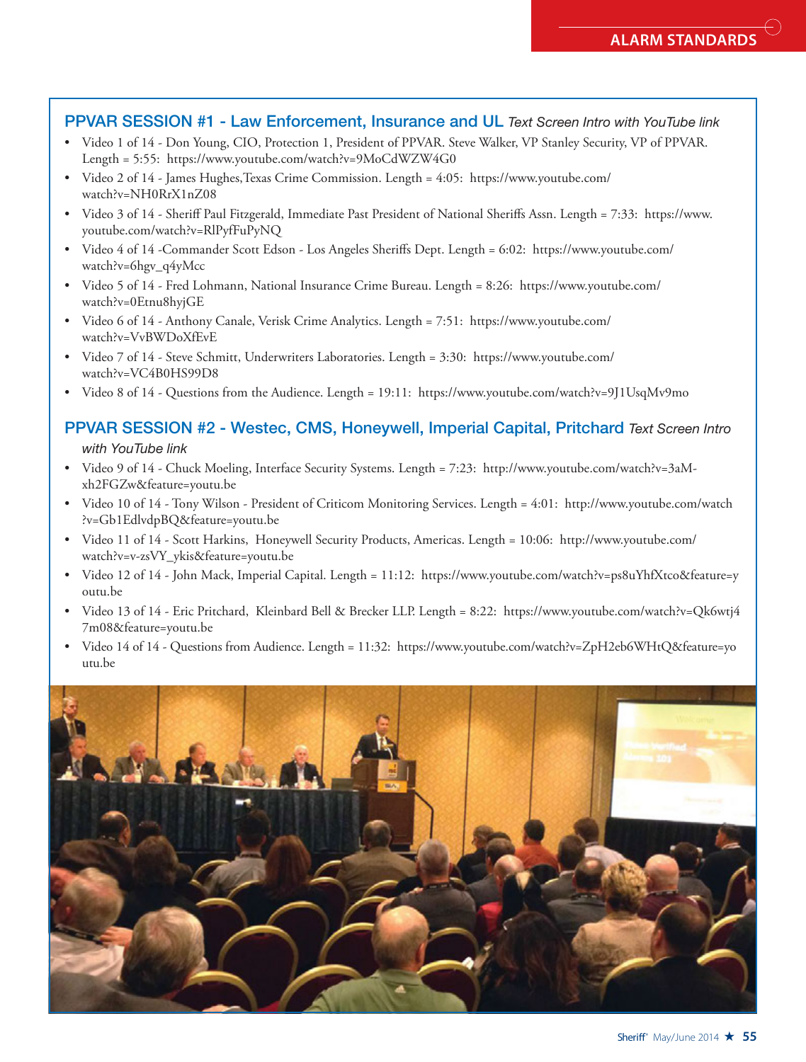## PPVAR SESSION #1 - Law Enforcement, Insurance and UL *Text Screen Intro with YouTube link*

- Video 1 of 14 - Don Young, CIO, Protection 1, President of PPVAR. Steve Walker, VP Stanley Security, VP of PPVAR. Length = 5:55: https://www.youtube.com/watch?v=9MoCdWZW4G0
- Video 2 of 14 - James Hughes,Texas Crime Commission. Length = 4:05: https://www.youtube.com/watch?v=NH0RrX1nZ08
- Video 3 of 14 - Sheriff Paul Fitzgerald, Immediate Past President of National Sheriffs Assn. Length = 7:33: https://www.youtube.com/watch?v=RlPyfFuPyNQ
- Video 4 of 14 -Commander Scott Edson - Los Angeles Sheriffs Dept. Length = 6:02: https://www.youtube.com/watch?v=6hgv_q4yMcc
- Video 5 of 14 - Fred Lohmann, National Insurance Crime Bureau. Length = 8:26: https://www.youtube.com/watch?v=0Etnu8hyjGE
- Video 6 of 14 - Anthony Canale, Verisk Crime Analytics. Length = 7:51: https://www.youtube.com/watch?v=VvBWDoXfEvE
- Video 7 of 14 - Steve Schmitt, Underwriters Laboratories. Length = 3:30: https://www.youtube.com/watch?v=VC4B0HS99D8
- Video 8 of 14 - Questions from the Audience. Length = 19:11: https://www.youtube.com/watch?v=9J1UsqMv9mo

## PPVAR SESSION #2 - Westec, CMS, Honeywell, Imperial Capital, Pritchard *Text Screen Intro with YouTube link*

- Video 9 of 14 - Chuck Moeling, Interface Security Systems. Length = 7:23: http://www.youtube.com/watch?v=3aM-xh2FGZw&feature=youtu.be
- Video 10 of 14 - Tony Wilson - President of Criticom Monitoring Services. Length = 4:01: http://www.youtube.com/watch?v=Gb1EdlvdpBQ&feature=youtu.be
- Video 11 of 14 - Scott Harkins, Honeywell Security Products, Americas. Length = 10:06: http://www.youtube.com/watch?v=v-zsVY_ykis&feature=youtu.be
- Video 12 of 14 - John Mack, Imperial Capital. Length = 11:12: https://www.youtube.com/watch?v=ps8uYhfXtco&feature=youtu.be
- Video 13 of 14 - Eric Pritchard, Kleinbard Bell & Brecker LLP. Length = 8:22: https://www.youtube.com/watch?v=Qk6wtj47m08&feature=youtu.be
- Video 14 of 14 - Questions from Audience. Length = 11:32: https://www.youtube.com/watch?v=ZpH2eb6WHtQ&feature=youtu.be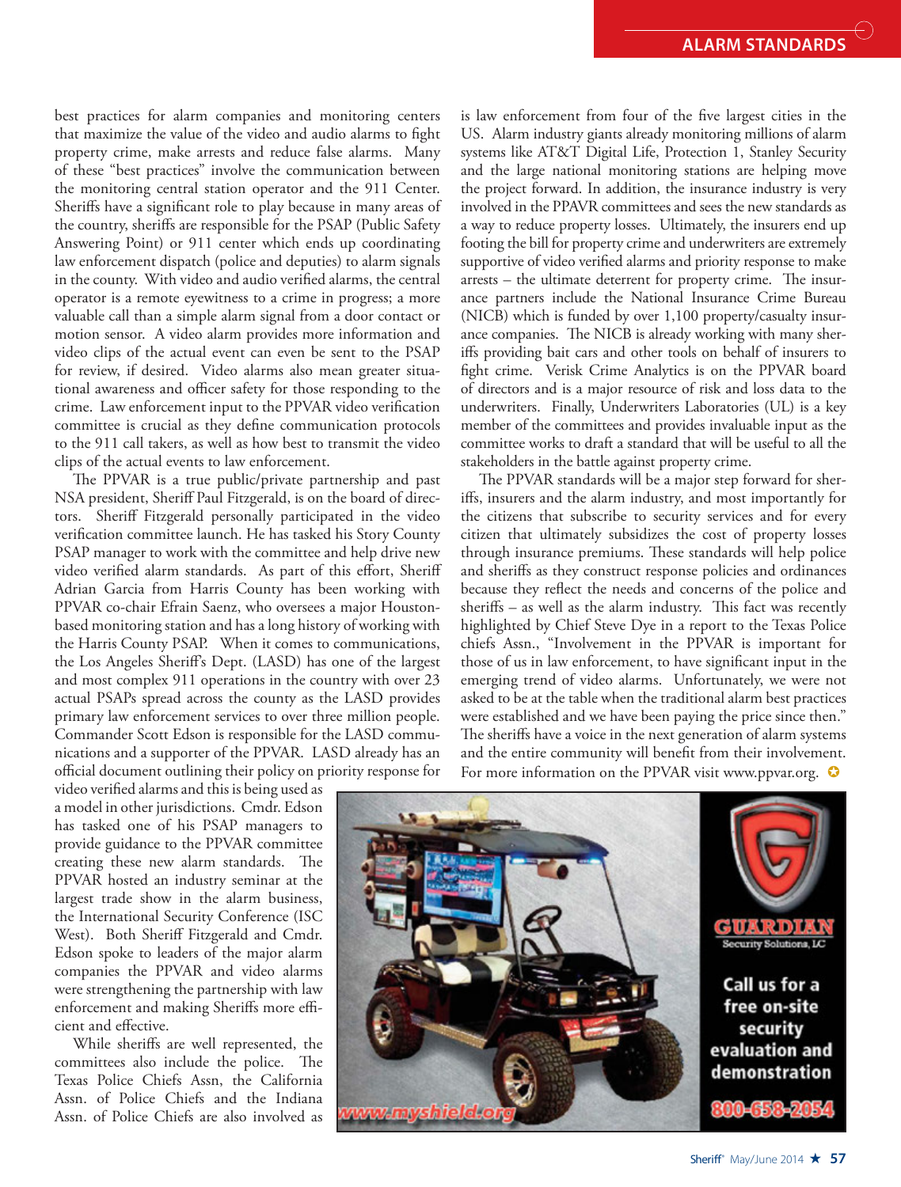best practices for alarm companies and monitoring centers that maximize the value of the video and audio alarms to fight property crime, make arrests and reduce false alarms. Many of these "best practices" involve the communication between the monitoring central station operator and the 911 Center. Sheriffs have a significant role to play because in many areas of the country, sheriffs are responsible for the PSAP (Public Safety Answering Point) or 911 center which ends up coordinating law enforcement dispatch (police and deputies) to alarm signals in the county. With video and audio verified alarms, the central operator is a remote eyewitness to a crime in progress; a more valuable call than a simple alarm signal from a door contact or motion sensor. A video alarm provides more information and video clips of the actual event can even be sent to the PSAP for review, if desired. Video alarms also mean greater situational awareness and officer safety for those responding to the crime. Law enforcement input to the PPVAR video verification committee is crucial as they define communication protocols to the 911 call takers, as well as how best to transmit the video clips of the actual events to law enforcement.

The PPVAR is a true public/private partnership and past NSA president, Sheriff Paul Fitzgerald, is on the board of directors. Sheriff Fitzgerald personally participated in the video verification committee launch. He has tasked his Story County PSAP manager to work with the committee and help drive new video verified alarm standards. As part of this effort, Sheriff Adrian Garcia from Harris County has been working with PPVAR co-chair Efrain Saenz, who oversees a major Houston-based monitoring station and has a long history of working with the Harris County PSAP. When it comes to communications, the Los Angeles Sheriff's Dept. (LASD) has one of the largest and most complex 911 operations in the country with over 23 actual PSAPs spread across the county as the LASD provides primary law enforcement services to over three million people. Commander Scott Edson is responsible for the LASD communications and a supporter of the PPVAR. LASD already has an official document outlining their policy on priority response for video verified alarms and this is being used as a model in other jurisdictions. Cmdr. Edson has tasked one of his PSAP managers to provide guidance to the PPVAR committee creating these new alarm standards. The PPVAR hosted an industry seminar at the largest trade show in the alarm business, the International Security Conference (ISC West). Both Sheriff Fitzgerald and Cmdr. Edson spoke to leaders of the major alarm companies the PPVAR and video alarms were strengthening the partnership with law enforcement and making Sheriffs more efficient and effective.

While sheriffs are well represented, the committees also include the police. The Texas Police Chiefs Assn, the California Assn. of Police Chiefs and the Indiana Assn. of Police Chiefs are also involved as is law enforcement from four of the five largest cities in the US. Alarm industry giants already monitoring millions of alarm systems like AT&T Digital Life, Protection 1, Stanley Security and the large national monitoring stations are helping move the project forward. In addition, the insurance industry is very involved in the PPAVR committees and sees the new standards as a way to reduce property losses. Ultimately, the insurers end up footing the bill for property crime and underwriters are extremely supportive of video verified alarms and priority response to make arrests – the ultimate deterrent for property crime. The insurance partners include the National Insurance Crime Bureau (NICB) which is funded by over 1,100 property/casualty insurance companies. The NICB is already working with many sheriffs providing bait cars and other tools on behalf of insurers to fight crime. Verisk Crime Analytics is on the PPVAR board of directors and is a major resource of risk and loss data to the underwriters. Finally, Underwriters Laboratories (UL) is a key member of the committees and provides invaluable input as the committee works to draft a standard that will be useful to all the stakeholders in the battle against property crime.

The PPVAR standards will be a major step forward for sheriffs, insurers and the alarm industry, and most importantly for the citizens that subscribe to security services and for every citizen that ultimately subsidizes the cost of property losses through insurance premiums. These standards will help police and sheriffs as they construct response policies and ordinances because they reflect the needs and concerns of the police and sheriffs – as well as the alarm industry. This fact was recently highlighted by Chief Steve Dye in a report to the Texas Police chiefs Assn., "Involvement in the PPVAR is important for those of us in law enforcement, to have significant input in the emerging trend of video alarms. Unfortunately, we were not asked to be at the table when the traditional alarm best practices were established and we have been paying the price since then." The sheriffs have a voice in the next generation of alarm systems and the entire community will benefit from their involvement. For more information on the PPVAR visit www.ppvar.org.

GUARDIAN
Security Solutions, LC

Call us for a free on-site security evaluation and demonstration

800-658-2054

www.myshield.org